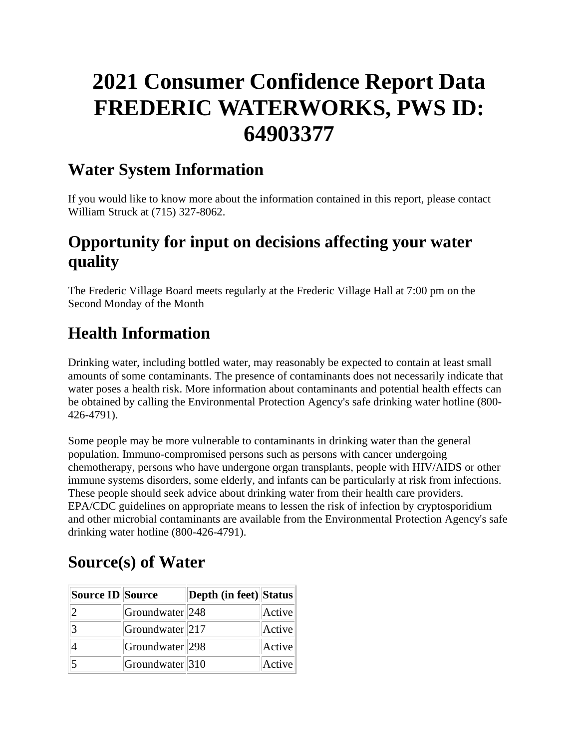# 2021 Consumer Confidence Report Data FREDERIC WATERWORKS, PWS ID: 64903377

## Water System Information

If you would like to know more about the information contained in this report, please contact William Struck at (715) 327-8062.

## Opportunity for input on decisions affecting your water quality

The Frederic Village Board meets regularly at the Frederic Village Hall at 7:00 pm on the Second Monday of the Month

## Health Information

Drinking water, including bottled water, may reasonably be expected to contain at least small amounts of some contaminants. The presence of contaminants does not necessarily indicate that water poses a health risk. More information about contaminants and potential health effects can be obtained by calling the Environmental Protection Agency's safe drinking water hotline (800-426-4791).

Some people may be more vulnerable to contaminants in drinking water than the general population. Immuno-compromised persons such as persons with cancer undergoing chemotherapy, persons who have undergone organ transplants, people with HIV/AIDS or other immune systems disorders, some elderly, and infants can be particularly at risk from infections. These people should seek advice about drinking water from their health care providers. EPA/CDC guidelines on appropriate means to lessen the risk of infection by cryptosporidium and other microbial contaminants are available from the Environmental Protection Agency's safe drinking water hotline (800-426-4791).

## Source(s) of Water

| Source ID | Source | Depth (in feet) | Status |
|---|---|---|---|
| 2 | Groundwater | 248 | Active |
| 3 | Groundwater | 217 | Active |
| 4 | Groundwater | 298 | Active |
| 5 | Groundwater | 310 | Active |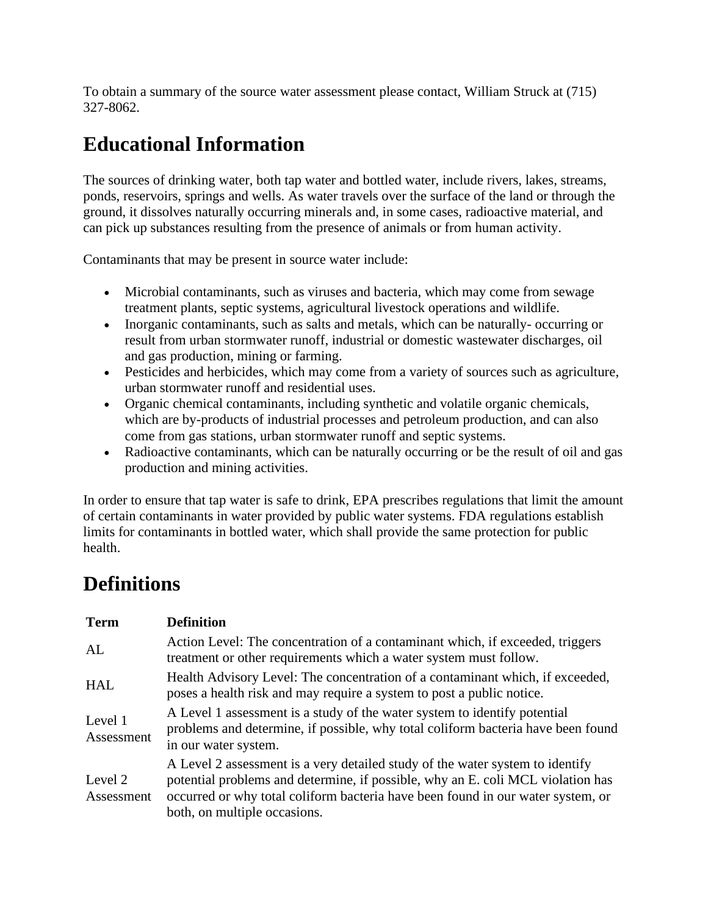To obtain a summary of the source water assessment please contact, William Struck at (715) 327-8062.

## Educational Information

The sources of drinking water, both tap water and bottled water, include rivers, lakes, streams, ponds, reservoirs, springs and wells. As water travels over the surface of the land or through the ground, it dissolves naturally occurring minerals and, in some cases, radioactive material, and can pick up substances resulting from the presence of animals or from human activity.

Contaminants that may be present in source water include:

- Microbial contaminants, such as viruses and bacteria, which may come from sewage treatment plants, septic systems, agricultural livestock operations and wildlife.
- Inorganic contaminants, such as salts and metals, which can be naturally- occurring or result from urban stormwater runoff, industrial or domestic wastewater discharges, oil and gas production, mining or farming.
- Pesticides and herbicides, which may come from a variety of sources such as agriculture, urban stormwater runoff and residential uses.
- Organic chemical contaminants, including synthetic and volatile organic chemicals, which are by-products of industrial processes and petroleum production, and can also come from gas stations, urban stormwater runoff and septic systems.
- Radioactive contaminants, which can be naturally occurring or be the result of oil and gas production and mining activities.

In order to ensure that tap water is safe to drink, EPA prescribes regulations that limit the amount of certain contaminants in water provided by public water systems. FDA regulations establish limits for contaminants in bottled water, which shall provide the same protection for public health.

## Definitions

| Term | Definition |
|---|---|
| AL | Action Level: The concentration of a contaminant which, if exceeded, triggers treatment or other requirements which a water system must follow. |
| HAL | Health Advisory Level: The concentration of a contaminant which, if exceeded, poses a health risk and may require a system to post a public notice. |
| Level 1 Assessment | A Level 1 assessment is a study of the water system to identify potential problems and determine, if possible, why total coliform bacteria have been found in our water system. |
| Level 2 Assessment | A Level 2 assessment is a very detailed study of the water system to identify potential problems and determine, if possible, why an E. coli MCL violation has occurred or why total coliform bacteria have been found in our water system, or both, on multiple occasions. |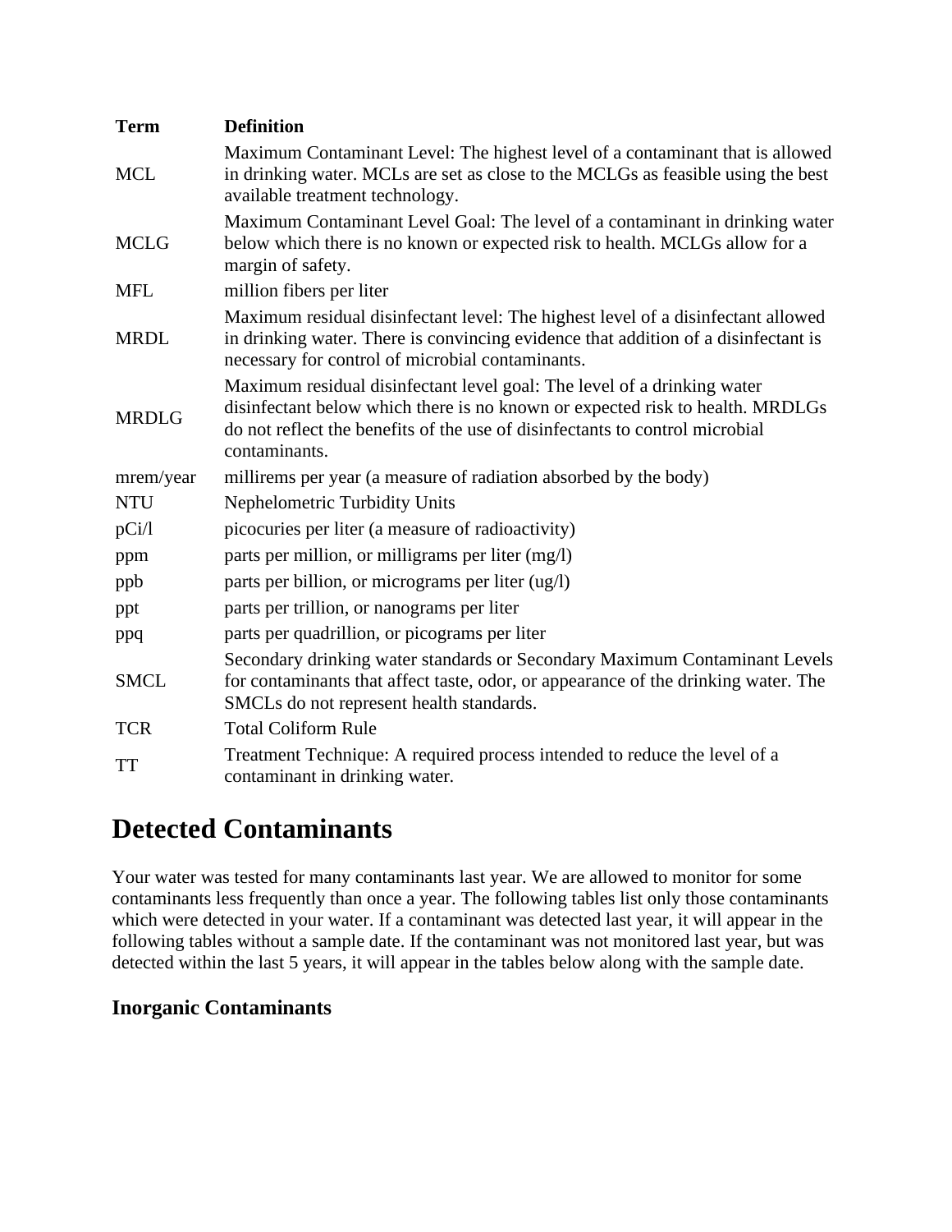| Term | Definition |
| --- | --- |
| MCL | Maximum Contaminant Level: The highest level of a contaminant that is allowed in drinking water. MCLs are set as close to the MCLGs as feasible using the best available treatment technology. |
| MCLG | Maximum Contaminant Level Goal: The level of a contaminant in drinking water below which there is no known or expected risk to health. MCLGs allow for a margin of safety. |
| MFL | million fibers per liter |
| MRDL | Maximum residual disinfectant level: The highest level of a disinfectant allowed in drinking water. There is convincing evidence that addition of a disinfectant is necessary for control of microbial contaminants. |
| MRDLG | Maximum residual disinfectant level goal: The level of a drinking water disinfectant below which there is no known or expected risk to health. MRDLGs do not reflect the benefits of the use of disinfectants to control microbial contaminants. |
| mrem/year | millirems per year (a measure of radiation absorbed by the body) |
| NTU | Nephelometric Turbidity Units |
| pCi/l | picocuries per liter (a measure of radioactivity) |
| ppm | parts per million, or milligrams per liter (mg/l) |
| ppb | parts per billion, or micrograms per liter (ug/l) |
| ppt | parts per trillion, or nanograms per liter |
| ppq | parts per quadrillion, or picograms per liter |
| SMCL | Secondary drinking water standards or Secondary Maximum Contaminant Levels for contaminants that affect taste, odor, or appearance of the drinking water. The SMCLs do not represent health standards. |
| TCR | Total Coliform Rule |
| TT | Treatment Technique: A required process intended to reduce the level of a contaminant in drinking water. |

# Detected Contaminants

Your water was tested for many contaminants last year. We are allowed to monitor for some contaminants less frequently than once a year. The following tables list only those contaminants which were detected in your water. If a contaminant was detected last year, it will appear in the following tables without a sample date. If the contaminant was not monitored last year, but was detected within the last 5 years, it will appear in the tables below along with the sample date.

## Inorganic Contaminants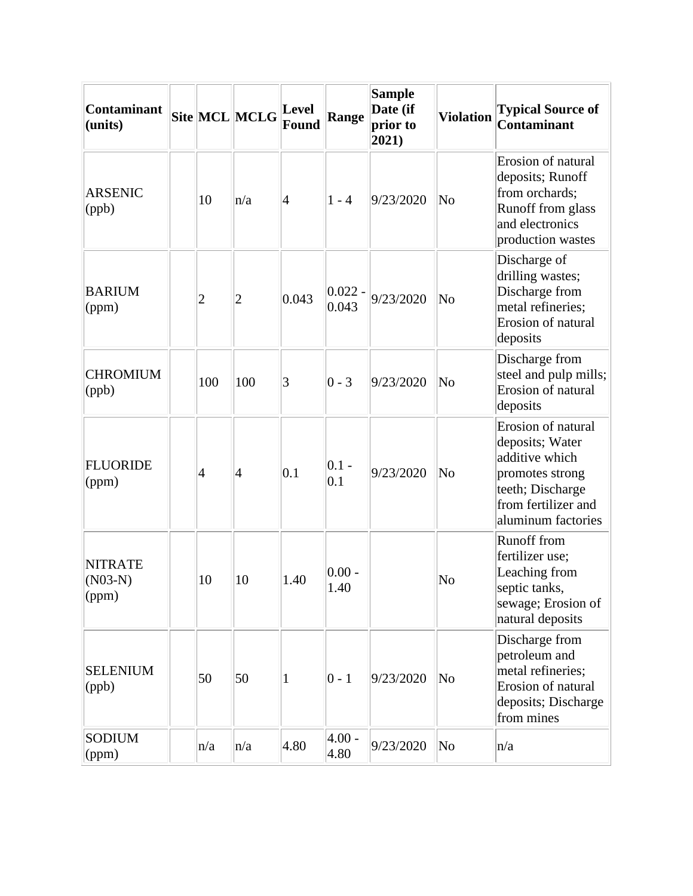| Contaminant (units) | Site | MCL | MCLG | Level Found | Range | Sample Date (if prior to 2021) | Violation | Typical Source of Contaminant |
| --- | --- | --- | --- | --- | --- | --- | --- | --- |
| ARSENIC (ppb) | | 10 | n/a | 4 | 1 - 4 | 9/23/2020 | No | Erosion of natural deposits; Runoff from orchards; Runoff from glass and electronics production wastes |
| BARIUM (ppm) | | 2 | 2 | 0.043 | 0.022 - 0.043 | 9/23/2020 | No | Discharge of drilling wastes; Discharge from metal refineries; Erosion of natural deposits |
| CHROMIUM (ppb) | | 100 | 100 | 3 | 0 - 3 | 9/23/2020 | No | Discharge from steel and pulp mills; Erosion of natural deposits |
| FLUORIDE (ppm) | | 4 | 4 | 0.1 | 0.1 - 0.1 | 9/23/2020 | No | Erosion of natural deposits; Water additive which promotes strong teeth; Discharge from fertilizer and aluminum factories |
| NITRATE (N03-N) (ppm) | | 10 | 10 | 1.40 | 0.00 - 1.40 | | No | Runoff from fertilizer use; Leaching from septic tanks, sewage; Erosion of natural deposits |
| SELENIUM (ppb) | | 50 | 50 | 1 | 0 - 1 | 9/23/2020 | No | Discharge from petroleum and metal refineries; Erosion of natural deposits; Discharge from mines |
| SODIUM (ppm) | | n/a | n/a | 4.80 | 4.00 - 4.80 | 9/23/2020 | No | n/a |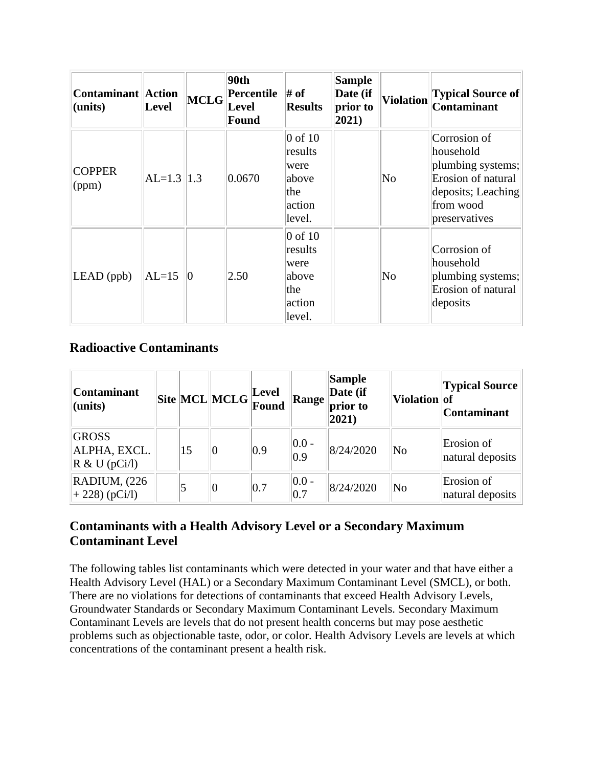| Contaminant (units) | Action Level | MCLG | 90th Percentile Level Found | # of Results | Sample Date (if prior to 2021) | Violation | Typical Source of Contaminant |
|---|---|---|---|---|---|---|---|
| COPPER (ppm) | AL=1.3 | 1.3 | 0.0670 | 0 of 10 results were above the action level. | | No | Corrosion of household plumbing systems; Erosion of natural deposits; Leaching from wood preservatives |
| LEAD (ppb) | AL=15 | 0 | 2.50 | 0 of 10 results were above the action level. | | No | Corrosion of household plumbing systems; Erosion of natural deposits |

## Radioactive Contaminants

| Contaminant (units) | Site | MCL | MCLG | Level Found | Range | Sample Date (if prior to 2021) | Violation | Typical Source of Contaminant |
|---|---|---|---|---|---|---|---|---|
| GROSS ALPHA, EXCL. R & U (pCi/l) | | 15 | 0 | 0.9 | 0.0 - 0.9 | 8/24/2020 | No | Erosion of natural deposits |
| RADIUM, (226 + 228) (pCi/l) | | 5 | 0 | 0.7 | 0.0 - 0.7 | 8/24/2020 | No | Erosion of natural deposits |

## Contaminants with a Health Advisory Level or a Secondary Maximum Contaminant Level

The following tables list contaminants which were detected in your water and that have either a Health Advisory Level (HAL) or a Secondary Maximum Contaminant Level (SMCL), or both. There are no violations for detections of contaminants that exceed Health Advisory Levels, Groundwater Standards or Secondary Maximum Contaminant Levels. Secondary Maximum Contaminant Levels are levels that do not present health concerns but may pose aesthetic problems such as objectionable taste, odor, or color. Health Advisory Levels are levels at which concentrations of the contaminant present a health risk.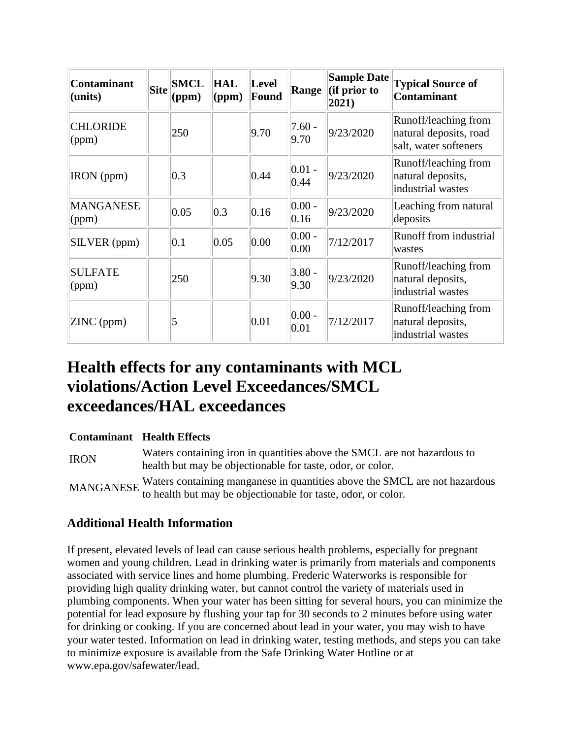| Contaminant (units) | Site | SMCL (ppm) | HAL (ppm) | Level Found | Range | Sample Date (if prior to 2021) | Typical Source of Contaminant |
|---|---|---|---|---|---|---|---|
| CHLORIDE (ppm) | | 250 | | 9.70 | 7.60 - 9.70 | 9/23/2020 | Runoff/leaching from natural deposits, road salt, water softeners |
| IRON (ppm) | | 0.3 | | 0.44 | 0.01 - 0.44 | 9/23/2020 | Runoff/leaching from natural deposits, industrial wastes |
| MANGANESE (ppm) | | 0.05 | 0.3 | 0.16 | 0.00 - 0.16 | 9/23/2020 | Leaching from natural deposits |
| SILVER (ppm) | | 0.1 | 0.05 | 0.00 | 0.00 - 0.00 | 7/12/2017 | Runoff from industrial wastes |
| SULFATE (ppm) | | 250 | | 9.30 | 3.80 - 9.30 | 9/23/2020 | Runoff/leaching from natural deposits, industrial wastes |
| ZINC (ppm) | | 5 | | 0.01 | 0.00 - 0.01 | 7/12/2017 | Runoff/leaching from natural deposits, industrial wastes |

## Health effects for any contaminants with MCL violations/Action Level Exceedances/SMCL exceedances/HAL exceedances

| Contaminant | Health Effects |
|---|---|
| IRON | Waters containing iron in quantities above the SMCL are not hazardous to health but may be objectionable for taste, odor, or color. |
| MANGANESE | Waters containing manganese in quantities above the SMCL are not hazardous to health but may be objectionable for taste, odor, or color. |

### Additional Health Information

If present, elevated levels of lead can cause serious health problems, especially for pregnant women and young children. Lead in drinking water is primarily from materials and components associated with service lines and home plumbing. Frederic Waterworks is responsible for providing high quality drinking water, but cannot control the variety of materials used in plumbing components. When your water has been sitting for several hours, you can minimize the potential for lead exposure by flushing your tap for 30 seconds to 2 minutes before using water for drinking or cooking. If you are concerned about lead in your water, you may wish to have your water tested. Information on lead in drinking water, testing methods, and steps you can take to minimize exposure is available from the Safe Drinking Water Hotline or at www.epa.gov/safewater/lead.